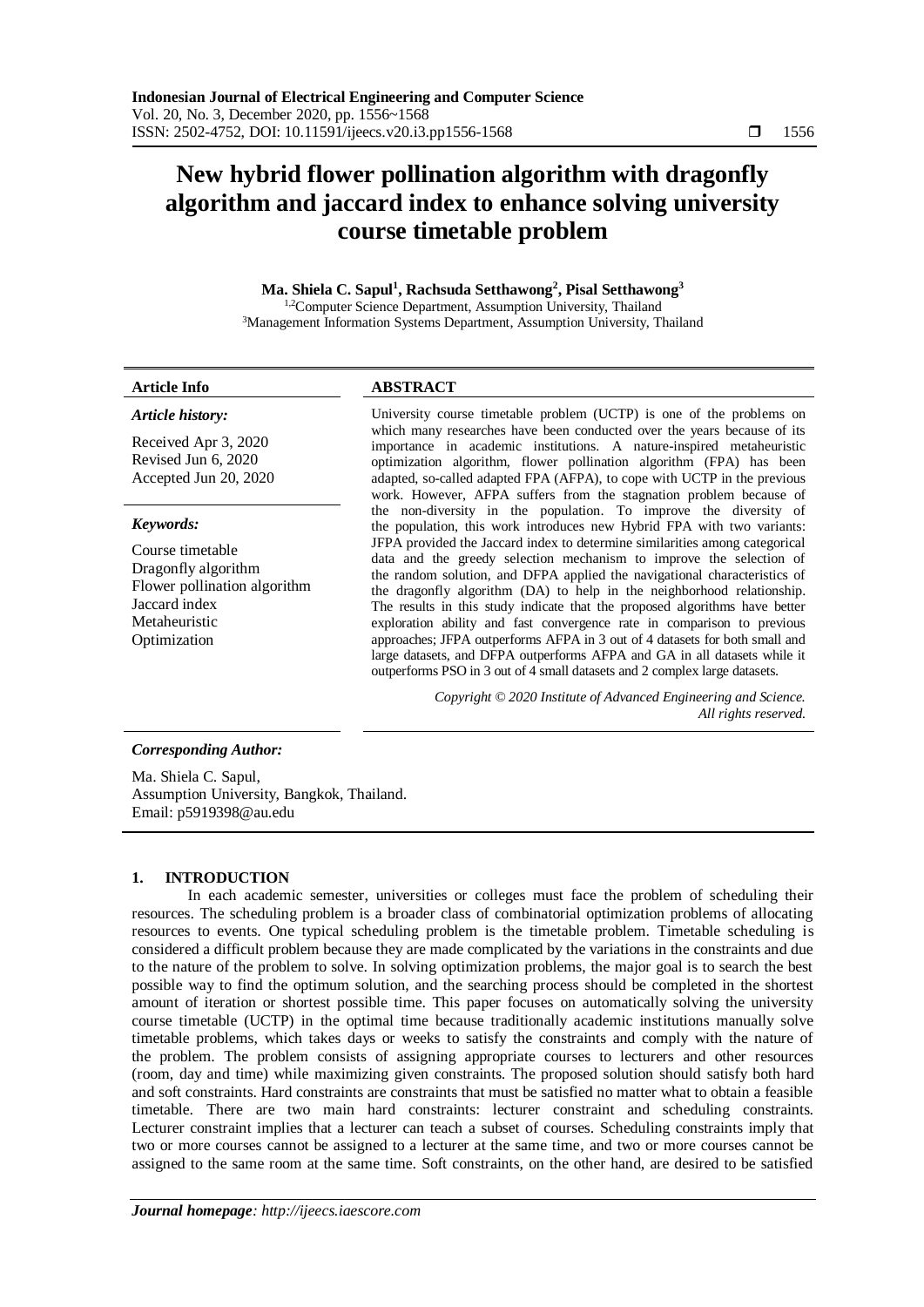# New hybrid flower pollination algorithm with dragonfly algorithm and jaccard index to enhance solving university course timetable problem

**Ma. Shiela C. Sapul[1], Rachsuda Setthawong[2], Pisal Setthawong[3]**

[1,2]Computer Science Department, Assumption University, Thailand
[3]Management Information Systems Department, Assumption University, Thailand

**Article Info**

***Article history:***

Received Apr 3, 2020
Revised Jun 6, 2020
Accepted Jun 20, 2020

***Keywords:***

Course timetable
Dragonfly algorithm
Flower pollination algorithm
Jaccard index
Metaheuristic
Optimization

**ABSTRACT**

University course timetable problem (UCTP) is one of the problems on which many researches have been conducted over the years because of its importance in academic institutions. A nature-inspired metaheuristic optimization algorithm, flower pollination algorithm (FPA) has been adapted, so-called adapted FPA (AFPA), to cope with UCTP in the previous work. However, AFPA suffers from the stagnation problem because of the non-diversity in the population. To improve the diversity of the population, this work introduces new Hybrid FPA with two variants: JFPA provided the Jaccard index to determine similarities among categorical data and the greedy selection mechanism to improve the selection of the random solution, and DFPA applied the navigational characteristics of the dragonfly algorithm (DA) to help in the neighborhood relationship. The results in this study indicate that the proposed algorithms have better exploration ability and fast convergence rate in comparison to previous approaches; JFPA outperforms AFPA in 3 out of 4 datasets for both small and large datasets, and DFPA outperforms AFPA and GA in all datasets while it outperforms PSO in 3 out of 4 small datasets and 2 complex large datasets.

*Copyright © 2020 Institute of Advanced Engineering and Science. All rights reserved.*

***Corresponding Author:***

Ma. Shiela C. Sapul,
Assumption University, Bangkok, Thailand.
Email: p5919398@au.edu

## 1. INTRODUCTION

In each academic semester, universities or colleges must face the problem of scheduling their resources. The scheduling problem is a broader class of combinatorial optimization problems of allocating resources to events. One typical scheduling problem is the timetable problem. Timetable scheduling is considered a difficult problem because they are made complicated by the variations in the constraints and due to the nature of the problem to solve. In solving optimization problems, the major goal is to search the best possible way to find the optimum solution, and the searching process should be completed in the shortest amount of iteration or shortest possible time. This paper focuses on automatically solving the university course timetable (UCTP) in the optimal time because traditionally academic institutions manually solve timetable problems, which takes days or weeks to satisfy the constraints and comply with the nature of the problem. The problem consists of assigning appropriate courses to lecturers and other resources (room, day and time) while maximizing given constraints. The proposed solution should satisfy both hard and soft constraints. Hard constraints are constraints that must be satisfied no matter what to obtain a feasible timetable. There are two main hard constraints: lecturer constraint and scheduling constraints. Lecturer constraint implies that a lecturer can teach a subset of courses. Scheduling constraints imply that two or more courses cannot be assigned to a lecturer at the same time, and two or more courses cannot be assigned to the same room at the same time. Soft constraints, on the other hand, are desired to be satisfied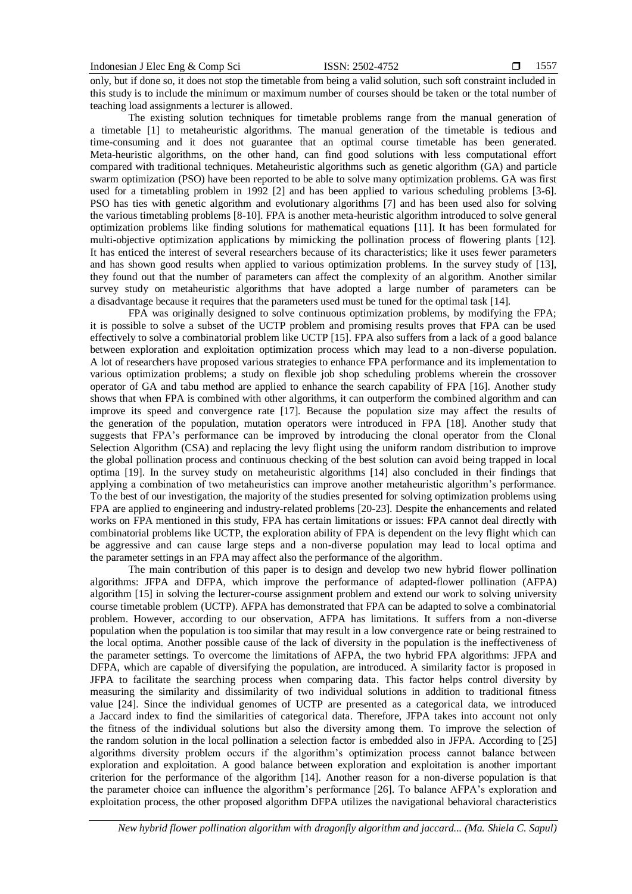only, but if done so, it does not stop the timetable from being a valid solution, such soft constraint included in this study is to include the minimum or maximum number of courses should be taken or the total number of teaching load assignments a lecturer is allowed.

The existing solution techniques for timetable problems range from the manual generation of a timetable [1] to metaheuristic algorithms. The manual generation of the timetable is tedious and time-consuming and it does not guarantee that an optimal course timetable has been generated. Meta-heuristic algorithms, on the other hand, can find good solutions with less computational effort compared with traditional techniques. Metaheuristic algorithms such as genetic algorithm (GA) and particle swarm optimization (PSO) have been reported to be able to solve many optimization problems. GA was first used for a timetabling problem in 1992 [2] and has been applied to various scheduling problems [3-6]. PSO has ties with genetic algorithm and evolutionary algorithms [7] and has been used also for solving the various timetabling problems [8-10]. FPA is another meta-heuristic algorithm introduced to solve general optimization problems like finding solutions for mathematical equations [11]. It has been formulated for multi-objective optimization applications by mimicking the pollination process of flowering plants [12]. It has enticed the interest of several researchers because of its characteristics; like it uses fewer parameters and has shown good results when applied to various optimization problems. In the survey study of [13], they found out that the number of parameters can affect the complexity of an algorithm. Another similar survey study on metaheuristic algorithms that have adopted a large number of parameters can be a disadvantage because it requires that the parameters used must be tuned for the optimal task [14].

FPA was originally designed to solve continuous optimization problems, by modifying the FPA; it is possible to solve a subset of the UCTP problem and promising results proves that FPA can be used effectively to solve a combinatorial problem like UCTP [15]. FPA also suffers from a lack of a good balance between exploration and exploitation optimization process which may lead to a non-diverse population. A lot of researchers have proposed various strategies to enhance FPA performance and its implementation to various optimization problems; a study on flexible job shop scheduling problems wherein the crossover operator of GA and tabu method are applied to enhance the search capability of FPA [16]. Another study shows that when FPA is combined with other algorithms, it can outperform the combined algorithm and can improve its speed and convergence rate [17]. Because the population size may affect the results of the generation of the population, mutation operators were introduced in FPA [18]. Another study that suggests that FPA's performance can be improved by introducing the clonal operator from the Clonal Selection Algorithm (CSA) and replacing the levy flight using the uniform random distribution to improve the global pollination process and continuous checking of the best solution can avoid being trapped in local optima [19]. In the survey study on metaheuristic algorithms [14] also concluded in their findings that applying a combination of two metaheuristics can improve another metaheuristic algorithm's performance. To the best of our investigation, the majority of the studies presented for solving optimization problems using FPA are applied to engineering and industry-related problems [20-23]. Despite the enhancements and related works on FPA mentioned in this study, FPA has certain limitations or issues: FPA cannot deal directly with combinatorial problems like UCTP, the exploration ability of FPA is dependent on the levy flight which can be aggressive and can cause large steps and a non-diverse population may lead to local optima and the parameter settings in an FPA may affect also the performance of the algorithm.

The main contribution of this paper is to design and develop two new hybrid flower pollination algorithms: JFPA and DFPA, which improve the performance of adapted-flower pollination (AFPA) algorithm [15] in solving the lecturer-course assignment problem and extend our work to solving university course timetable problem (UCTP). AFPA has demonstrated that FPA can be adapted to solve a combinatorial problem. However, according to our observation, AFPA has limitations. It suffers from a non-diverse population when the population is too similar that may result in a low convergence rate or being restrained to the local optima. Another possible cause of the lack of diversity in the population is the ineffectiveness of the parameter settings. To overcome the limitations of AFPA, the two hybrid FPA algorithms: JFPA and DFPA, which are capable of diversifying the population, are introduced. A similarity factor is proposed in JFPA to facilitate the searching process when comparing data. This factor helps control diversity by measuring the similarity and dissimilarity of two individual solutions in addition to traditional fitness value [24]. Since the individual genomes of UCTP are presented as a categorical data, we introduced a Jaccard index to find the similarities of categorical data. Therefore, JFPA takes into account not only the fitness of the individual solutions but also the diversity among them. To improve the selection of the random solution in the local pollination a selection factor is embedded also in JFPA. According to [25] algorithms diversity problem occurs if the algorithm's optimization process cannot balance between exploration and exploitation. A good balance between exploration and exploitation is another important criterion for the performance of the algorithm [14]. Another reason for a non-diverse population is that the parameter choice can influence the algorithm's performance [26]. To balance AFPA's exploration and exploitation process, the other proposed algorithm DFPA utilizes the navigational behavioral characteristics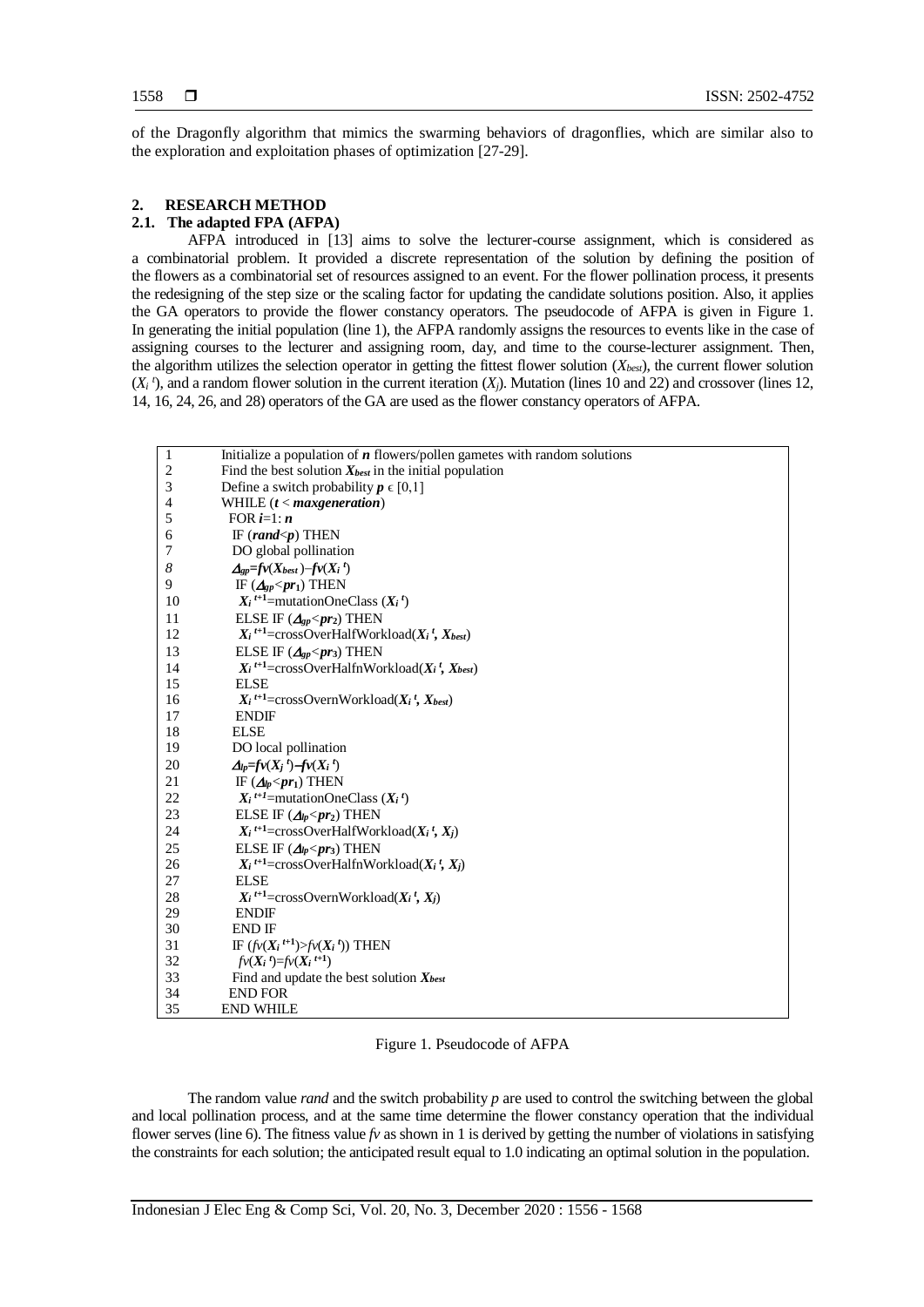of the Dragonfly algorithm that mimics the swarming behaviors of dragonflies, which are similar also to the exploration and exploitation phases of optimization [27-29].

## 2. RESEARCH METHOD

### 2.1. The adapted FPA (AFPA)

AFPA introduced in [13] aims to solve the lecturer-course assignment, which is considered as a combinatorial problem. It provided a discrete representation of the solution by defining the position of the flowers as a combinatorial set of resources assigned to an event. For the flower pollination process, it presents the redesigning of the step size or the scaling factor for updating the candidate solutions position. Also, it applies the GA operators to provide the flower constancy operators. The pseudocode of AFPA is given in Figure 1. In generating the initial population (line 1), the AFPA randomly assigns the resources to events like in the case of assigning courses to the lecturer and assigning room, day, and time to the course-lecturer assignment. Then, the algorithm utilizes the selection operator in getting the fittest flower solution ($X_{best}$), the current flower solution ($X_i^{\,t}$), and a random flower solution in the current iteration ($X_j$). Mutation (lines 10 and 22) and crossover (lines 12, 14, 16, 24, 26, and 28) operators of the GA are used as the flower constancy operators of AFPA.

```
1    Initialize a population of n flowers/pollen gametes with random solutions
2    Find the best solution X_best in the initial population
3    Define a switch probability p ϵ [0,1]
4    WHILE (t < maxgeneration)
5     FOR i=1: n
6      IF (rand<p) THEN
7      DO global pollination
8      Δgp=fv(X_best)−fv(X_i^t)
9       IF (Δgp<pr1) THEN
10       X_i^(t+1)=mutationOneClass (X_i^t)
11      ELSE IF (Δgp<pr2) THEN
12       X_i^(t+1)=crossOverHalfWorkload(X_i^t, X_best)
13      ELSE IF (Δgp<pr3) THEN
14       X_i^(t+1)=crossOverHalfnWorkload(X_i^t, X_best)
15      ELSE
16       X_i^(t+1)=crossOvernWorkload(X_i^t, X_best)
17      ENDIF
18     ELSE
19      DO local pollination
20      Δlp=fv(X_j^t)−fv(X_i^t)
21       IF (Δlp<pr1) THEN
22       X_i^(t+1)=mutationOneClass (X_i^t)
23      ELSE IF (Δlp<pr2) THEN
24       X_i^(t+1)=crossOverHalfWorkload(X_i^t, X_j)
25      ELSE IF (Δlp<pr3) THEN
26       X_i^(t+1)=crossOverHalfnWorkload(X_i^t, X_j)
27      ELSE
28       X_i^(t+1)=crossOvernWorkload(X_i^t, X_j)
29      ENDIF
30     END IF
31     IF (fv(X_i^(t+1))>fv(X_i^t)) THEN
32      fv(X_i^t)=fv(X_i^(t+1))
33     Find and update the best solution X_best
34    END FOR
35   END WHILE
```

Figure 1. Pseudocode of AFPA

The random value *rand* and the switch probability *p* are used to control the switching between the global and local pollination process, and at the same time determine the flower constancy operation that the individual flower serves (line 6). The fitness value *fv* as shown in 1 is derived by getting the number of violations in satisfying the constraints for each solution; the anticipated result equal to 1.0 indicating an optimal solution in the population.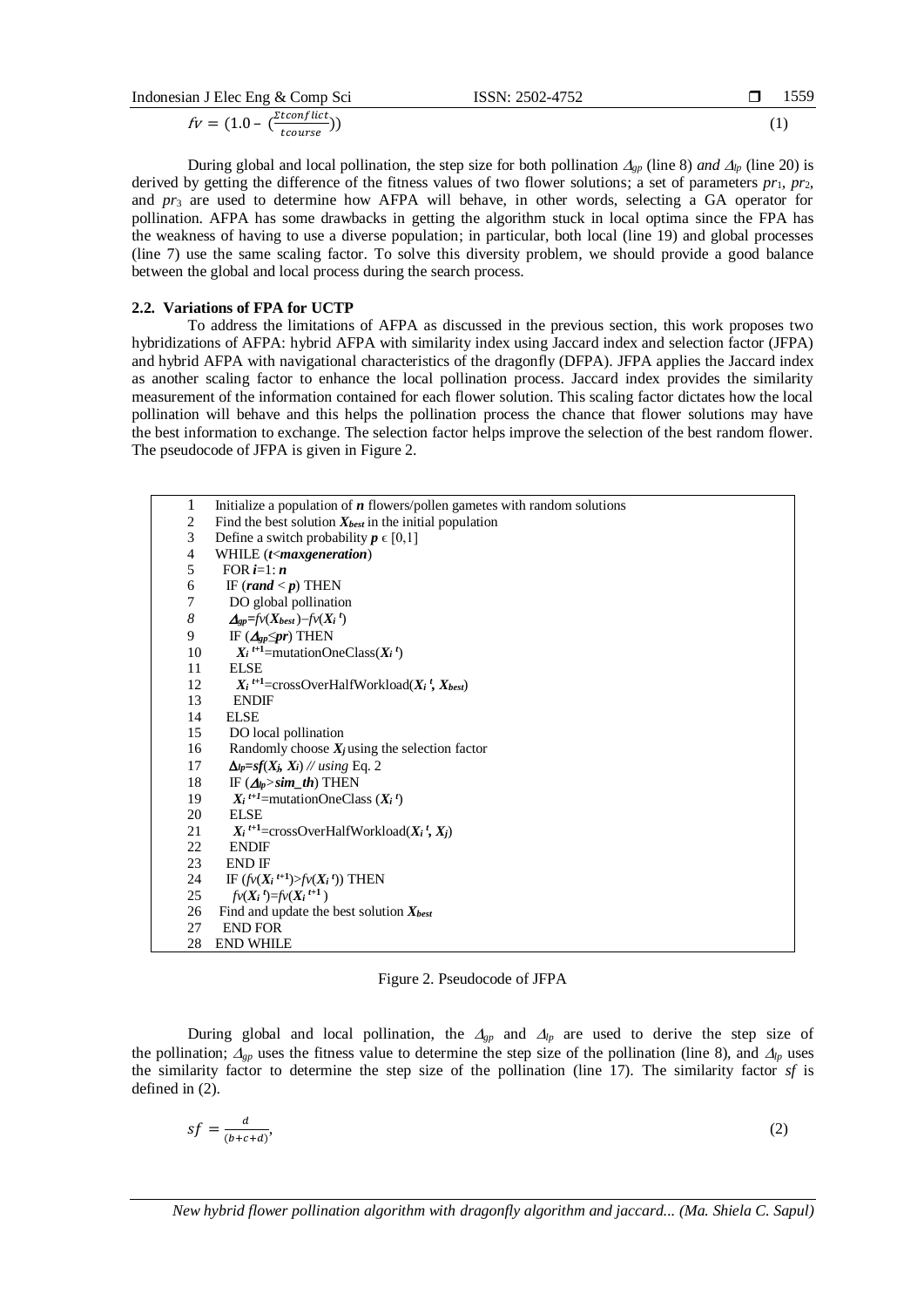$$fv = (1.0 - (\frac{\Sigma tconflict}{tcourse})) \tag{1}$$

During global and local pollination, the step size for both pollination $\Delta_{gp}$ (line 8) *and* $\Delta_{lp}$ (line 20) is derived by getting the difference of the fitness values of two flower solutions; a set of parameters $pr_1$, $pr_2$, and $pr_3$ are used to determine how AFPA will behave, in other words, selecting a GA operator for pollination. AFPA has some drawbacks in getting the algorithm stuck in local optima since the FPA has the weakness of having to use a diverse population; in particular, both local (line 19) and global processes (line 7) use the same scaling factor. To solve this diversity problem, we should provide a good balance between the global and local process during the search process.

### 2.2. Variations of FPA for UCTP

To address the limitations of AFPA as discussed in the previous section, this work proposes two hybridizations of AFPA: hybrid AFPA with similarity index using Jaccard index and selection factor (JFPA) and hybrid AFPA with navigational characteristics of the dragonfly (DFPA). JFPA applies the Jaccard index as another scaling factor to enhance the local pollination process. Jaccard index provides the similarity measurement of the information contained for each flower solution. This scaling factor dictates how the local pollination will behave and this helps the pollination process the chance that flower solutions may have the best information to exchange. The selection factor helps improve the selection of the best random flower. The pseudocode of JFPA is given in Figure 2.

```
1   Initialize a population of n flowers/pollen gametes with random solutions
2   Find the best solution X_best in the initial population
3   Define a switch probability p ϵ [0,1]
4   WHILE (t<maxgeneration)
5     FOR i=1: n
6      IF (rand < p) THEN
7       DO global pollination
8       Δgp=fv(X_best)−fv(X_i^t)
9       IF (Δgp≤pr) THEN
10        X_i^{t+1}=mutationOneClass(X_i^t)
11       ELSE
12        X_i^{t+1}=crossOverHalfWorkload(X_i^t, X_best)
13       ENDIF
14     ELSE
15      DO local pollination
16      Randomly choose X_j using the selection factor
17      Δlp=sf(X_j, X_i) // using Eq. 2
18      IF (Δlp>sim_th) THEN
19       X_i^{t+1}=mutationOneClass (X_i^t)
20      ELSE
21       X_i^{t+1}=crossOverHalfWorkload(X_i^t, X_j)
22      ENDIF
23     END IF
24     IF (fv(X_i^{t+1})>fv(X_i^t)) THEN
25      fv(X_i^t)=fv(X_i^{t+1})
26   Find and update the best solution X_best
27    END FOR
28  END WHILE
```

Figure 2. Pseudocode of JFPA

During global and local pollination, the $\Delta_{gp}$ and $\Delta_{lp}$ are used to derive the step size of the pollination; $\Delta_{gp}$ uses the fitness value to determine the step size of the pollination (line 8), and $\Delta_{lp}$ uses the similarity factor to determine the step size of the pollination (line 17). The similarity factor *sf* is defined in (2).

$$sf = \frac{d}{(b+c+d)}, \tag{2}$$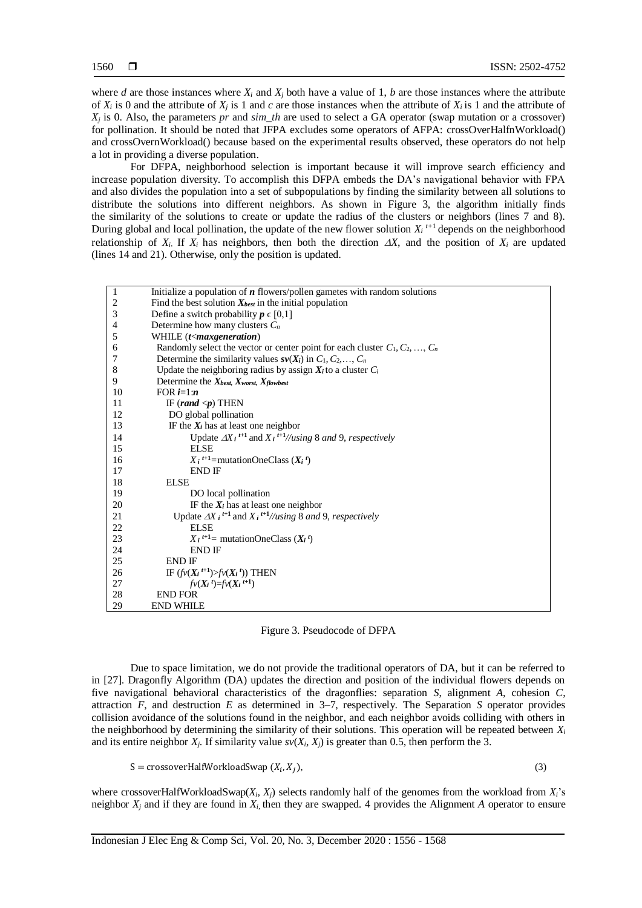where $d$ are those instances where $X_i$ and $X_j$ both have a value of 1, $b$ are those instances where the attribute of $X_i$ is 0 and the attribute of $X_j$ is 1 and $c$ are those instances when the attribute of $X_i$ is 1 and the attribute of $X_j$ is 0. Also, the parameters $pr$ and $sim\_th$ are used to select a GA operator (swap mutation or a crossover) for pollination. It should be noted that JFPA excludes some operators of AFPA: crossOverHalfnWorkload() and crossOvernWorkload() because based on the experimental results observed, these operators do not help a lot in providing a diverse population.

For DFPA, neighborhood selection is important because it will improve search efficiency and increase population diversity. To accomplish this DFPA embeds the DA's navigational behavior with FPA and also divides the population into a set of subpopulations by finding the similarity between all solutions to distribute the solutions into different neighbors. As shown in Figure 3, the algorithm initially finds the similarity of the solutions to create or update the radius of the clusters or neighbors (lines 7 and 8). During global and local pollination, the update of the new flower solution $X_i^{t+1}$ depends on the neighborhood relationship of $X_i$. If $X_i$ has neighbors, then both the direction $\Delta X$, and the position of $X_i$ are updated (lines 14 and 21). Otherwise, only the position is updated.

```
1   Initialize a population of n flowers/pollen gametes with random solutions
2   Find the best solution X_best in the initial population
3   Define a switch probability p ϵ [0,1]
4   Determine how many clusters C_n
5   WHILE (t<maxgeneration)
6     Randomly select the vector or center point for each cluster C_1, C_2, …, C_n
7     Determine the similarity values sv(X_i) in C_1, C_2,…, C_n
8     Update the neighboring radius by assign X_i to a cluster C_i
9     Determine the X_best, X_worst, X_flowbest
10    FOR i=1:n
11      IF (rand <p) THEN
12        DO global pollination
13        IF the X_i has at least one neighbor
14            Update ΔX_i^(t+1) and X_i^(t+1) //using 8 and 9, respectively
15            ELSE
16            X_i^(t+1)=mutationOneClass (X_i^t)
17            END IF
18      ELSE
19            DO local pollination
20            IF the X_i has at least one neighbor
21        Update ΔX_i^(t+1) and X_i^(t+1) //using 8 and 9, respectively
22            ELSE
23            X_i^(t+1)= mutationOneClass (X_i^t)
24            END IF
25      END IF
26      IF (fv(X_i^(t+1))>fv(X_i^t)) THEN
27            fv(X_i^t)=fv(X_i^(t+1))
28    END FOR
29  END WHILE
```

Figure 3. Pseudocode of DFPA

Due to space limitation, we do not provide the traditional operators of DA, but it can be referred to in [27]. Dragonfly Algorithm (DA) updates the direction and position of the individual flowers depends on five navigational behavioral characteristics of the dragonflies: separation $S$, alignment $A$, cohesion $C$, attraction $F$, and destruction $E$ as determined in 3–7, respectively. The Separation $S$ operator provides collision avoidance of the solutions found in the neighbor, and each neighbor avoids colliding with others in the neighborhood by determining the similarity of their solutions. This operation will be repeated between $X_i$ and its entire neighbor $X_j$. If similarity value $sv(X_i, X_j)$ is greater than 0.5, then perform the 3.

$$S = \text{crossoverHalfWorkloadSwap}\,(X_i, X_j), \tag{3}$$

where crossoverHalfWorkloadSwap($X_i$, $X_j$) selects randomly half of the genomes from the workload from $X_i$'s neighbor $X_j$ and if they are found in $X_i$, then they are swapped. 4 provides the Alignment $A$ operator to ensure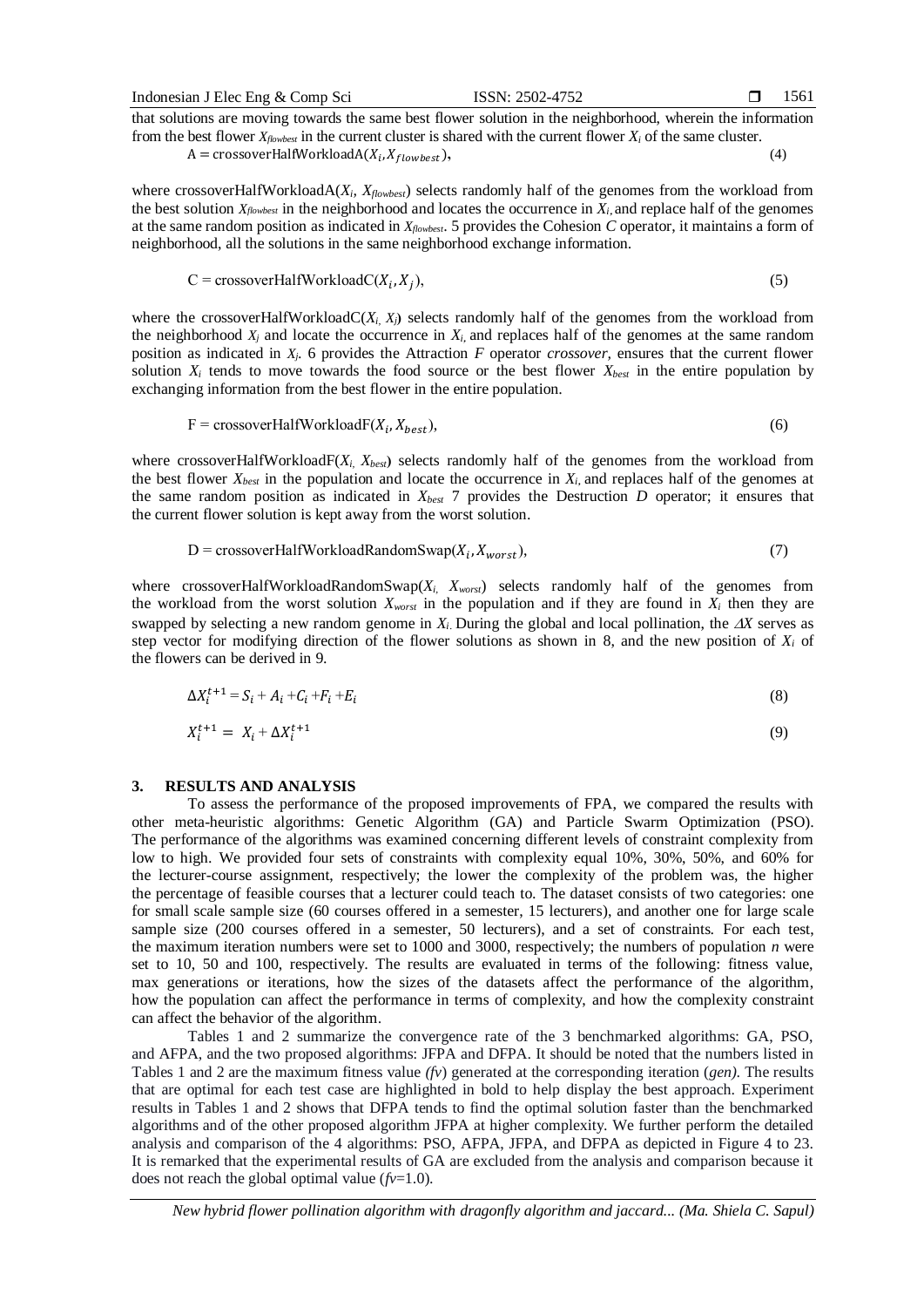that solutions are moving towards the same best flower solution in the neighborhood, wherein the information from the best flower $X_{flowbest}$ in the current cluster is shared with the current flower $X_i$ of the same cluster.

$$A = \text{crossoverHalfWorkloadA}(X_i, X_{flowbest}), \tag{4}$$

where crossoverHalfWorkloadA($X_i$, $X_{flowbest}$) selects randomly half of the genomes from the workload from the best solution $X_{flowbest}$ in the neighborhood and locates the occurrence in $X_i$, and replace half of the genomes at the same random position as indicated in $X_{flowbest}$. 5 provides the Cohesion *C* operator, it maintains a form of neighborhood, all the solutions in the same neighborhood exchange information.

$$C = \text{crossoverHalfWorkloadC}(X_i, X_j), \tag{5}$$

where the crossoverHalfWorkloadC($X_i$, $X_j$) selects randomly half of the genomes from the workload from the neighborhood $X_j$ and locate the occurrence in $X_i$, and replaces half of the genomes at the same random position as indicated in $X_j$. 6 provides the Attraction *F* operator *crossover*, ensures that the current flower solution $X_i$ tends to move towards the food source or the best flower $X_{best}$ in the entire population by exchanging information from the best flower in the entire population.

$$F = \text{crossoverHalfWorkloadF}(X_i, X_{best}), \tag{6}$$

where crossoverHalfWorkloadF($X_i$, $X_{best}$) selects randomly half of the genomes from the workload from the best flower $X_{best}$ in the population and locate the occurrence in $X_i$, and replaces half of the genomes at the same random position as indicated in $X_{best}$ 7 provides the Destruction *D* operator; it ensures that the current flower solution is kept away from the worst solution.

$$D = \text{crossoverHalfWorkloadRandomSwap}(X_i, X_{worst}), \tag{7}$$

where crossoverHalfWorkloadRandomSwap($X_i$, $X_{worst}$) selects randomly half of the genomes from the workload from the worst solution $X_{worst}$ in the population and if they are found in $X_i$ then they are swapped by selecting a new random genome in $X_i$. During the global and local pollination, the $\Delta X$ serves as step vector for modifying direction of the flower solutions as shown in 8, and the new position of $X_i$ of the flowers can be derived in 9.

$$\Delta X_i^{t+1} = S_i + A_i + C_i + F_i + E_i \tag{8}$$

$$X_i^{t+1} = X_i + \Delta X_i^{t+1} \tag{9}$$

## 3. RESULTS AND ANALYSIS

To assess the performance of the proposed improvements of FPA, we compared the results with other meta-heuristic algorithms: Genetic Algorithm (GA) and Particle Swarm Optimization (PSO). The performance of the algorithms was examined concerning different levels of constraint complexity from low to high. We provided four sets of constraints with complexity equal 10%, 30%, 50%, and 60% for the lecturer-course assignment, respectively; the lower the complexity of the problem was, the higher the percentage of feasible courses that a lecturer could teach to. The dataset consists of two categories: one for small scale sample size (60 courses offered in a semester, 15 lecturers), and another one for large scale sample size (200 courses offered in a semester, 50 lecturers), and a set of constraints. For each test, the maximum iteration numbers were set to 1000 and 3000, respectively; the numbers of population *n* were set to 10, 50 and 100, respectively. The results are evaluated in terms of the following: fitness value, max generations or iterations, how the sizes of the datasets affect the performance of the algorithm, how the population can affect the performance in terms of complexity, and how the complexity constraint can affect the behavior of the algorithm.

Tables 1 and 2 summarize the convergence rate of the 3 benchmarked algorithms: GA, PSO, and AFPA, and the two proposed algorithms: JFPA and DFPA. It should be noted that the numbers listed in Tables 1 and 2 are the maximum fitness value *(fv)* generated at the corresponding iteration (*gen)*. The results that are optimal for each test case are highlighted in bold to help display the best approach. Experiment results in Tables 1 and 2 shows that DFPA tends to find the optimal solution faster than the benchmarked algorithms and of the other proposed algorithm JFPA at higher complexity. We further perform the detailed analysis and comparison of the 4 algorithms: PSO, AFPA, JFPA, and DFPA as depicted in Figure 4 to 23. It is remarked that the experimental results of GA are excluded from the analysis and comparison because it does not reach the global optimal value (*fv*=1.0).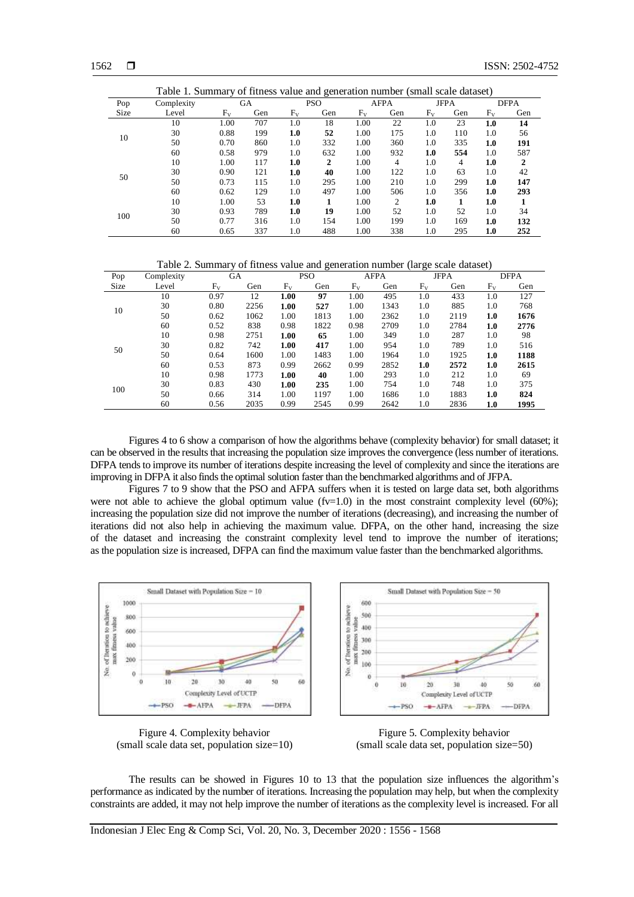Table 1. Summary of fitness value and generation number (small scale dataset)

| Pop Size | Complexity Level | GA | | PSO | | AFPA | | JFPA | | DFPA | |
|---|---|---|---|---|---|---|---|---|---|---|---|
| | | $F_V$ | Gen | $F_V$ | Gen | $F_V$ | Gen | $F_V$ | Gen | $F_V$ | Gen |
| 10 | 10 | 1.00 | 707 | 1.0 | 18 | 1.00 | 22 | 1.0 | 23 | **1.0** | **14** |
| | 30 | 0.88 | 199 | **1.0** | **52** | 1.00 | 175 | 1.0 | 110 | 1.0 | 56 |
| | 50 | 0.70 | 860 | 1.0 | 332 | 1.00 | 360 | 1.0 | 335 | **1.0** | **191** |
| | 60 | 0.58 | 979 | 1.0 | 632 | 1.00 | 932 | **1.0** | **554** | 1.0 | 587 |
| 50 | 10 | 1.00 | 117 | **1.0** | **2** | 1.00 | 4 | 1.0 | 4 | **1.0** | **2** |
| | 30 | 0.90 | 121 | **1.0** | **40** | 1.00 | 122 | 1.0 | 63 | 1.0 | 42 |
| | 50 | 0.73 | 115 | 1.0 | 295 | 1.00 | 210 | 1.0 | 299 | **1.0** | **147** |
| | 60 | 0.62 | 129 | 1.0 | 497 | 1.00 | 506 | 1.0 | 356 | **1.0** | **293** |
| 100 | 10 | 1.00 | 53 | **1.0** | **1** | 1.00 | 2 | **1.0** | **1** | **1.0** | **1** |
| | 30 | 0.93 | 789 | **1.0** | **19** | 1.00 | 52 | 1.0 | 52 | 1.0 | 34 |
| | 50 | 0.77 | 316 | 1.0 | 154 | 1.00 | 199 | 1.0 | 169 | **1.0** | **132** |
| | 60 | 0.65 | 337 | 1.0 | 488 | 1.00 | 338 | 1.0 | 295 | **1.0** | **252** |

Table 2. Summary of fitness value and generation number (large scale dataset)

| Pop Size | Complexity Level | GA | | PSO | | AFPA | | JFPA | | DFPA | |
|---|---|---|---|---|---|---|---|---|---|---|---|
| | | $F_V$ | Gen | $F_V$ | Gen | $F_V$ | Gen | $F_V$ | Gen | $F_V$ | Gen |
| 10 | 10 | 0.97 | 12 | **1.00** | **97** | 1.00 | 495 | 1.0 | 433 | 1.0 | 127 |
| | 30 | 0.80 | 2256 | **1.00** | **527** | 1.00 | 1343 | 1.0 | 885 | 1.0 | 768 |
| | 50 | 0.62 | 1062 | 1.00 | 1813 | 1.00 | 2362 | 1.0 | 2119 | **1.0** | **1676** |
| | 60 | 0.52 | 838 | 0.98 | 1822 | 0.98 | 2709 | 1.0 | 2784 | **1.0** | **2776** |
| 50 | 10 | 0.98 | 2751 | **1.00** | **65** | 1.00 | 349 | 1.0 | 287 | 1.0 | 98 |
| | 30 | 0.82 | 742 | **1.00** | **417** | 1.00 | 954 | 1.0 | 789 | 1.0 | 516 |
| | 50 | 0.64 | 1600 | 1.00 | 1483 | 1.00 | 1964 | 1.0 | 1925 | **1.0** | **1188** |
| | 60 | 0.53 | 873 | 0.99 | 2662 | 0.99 | 2852 | **1.0** | **2572** | **1.0** | **2615** |
| 100 | 10 | 0.98 | 1773 | **1.00** | **40** | 1.00 | 293 | 1.0 | 212 | 1.0 | 69 |
| | 30 | 0.83 | 430 | **1.00** | **235** | 1.00 | 754 | 1.0 | 748 | 1.0 | 375 |
| | 50 | 0.66 | 314 | 1.00 | 1197 | 1.00 | 1686 | 1.0 | 1883 | **1.0** | **824** |
| | 60 | 0.56 | 2035 | 0.99 | 2545 | 0.99 | 2642 | 1.0 | 2836 | **1.0** | **1995** |

Figures 4 to 6 show a comparison of how the algorithms behave (complexity behavior) for small dataset; it can be observed in the results that increasing the population size improves the convergence (less number of iterations. DFPA tends to improve its number of iterations despite increasing the level of complexity and since the iterations are improving in DFPA it also finds the optimal solution faster than the benchmarked algorithms and of JFPA.

Figures 7 to 9 show that the PSO and AFPA suffers when it is tested on large data set, both algorithms were not able to achieve the global optimum value (fv=1.0) in the most constraint complexity level (60%); increasing the population size did not improve the number of iterations (decreasing), and increasing the number of iterations did not also help in achieving the maximum value. DFPA, on the other hand, increasing the size of the dataset and increasing the constraint complexity level tend to improve the number of iterations; as the population size is increased, DFPA can find the maximum value faster than the benchmarked algorithms.

Figure 4. Complexity behavior (small scale data set, population size=10)

Figure 5. Complexity behavior (small scale data set, population size=50)

The results can be showed in Figures 10 to 13 that the population size influences the algorithm's performance as indicated by the number of iterations. Increasing the population may help, but when the complexity constraints are added, it may not help improve the number of iterations as the complexity level is increased. For all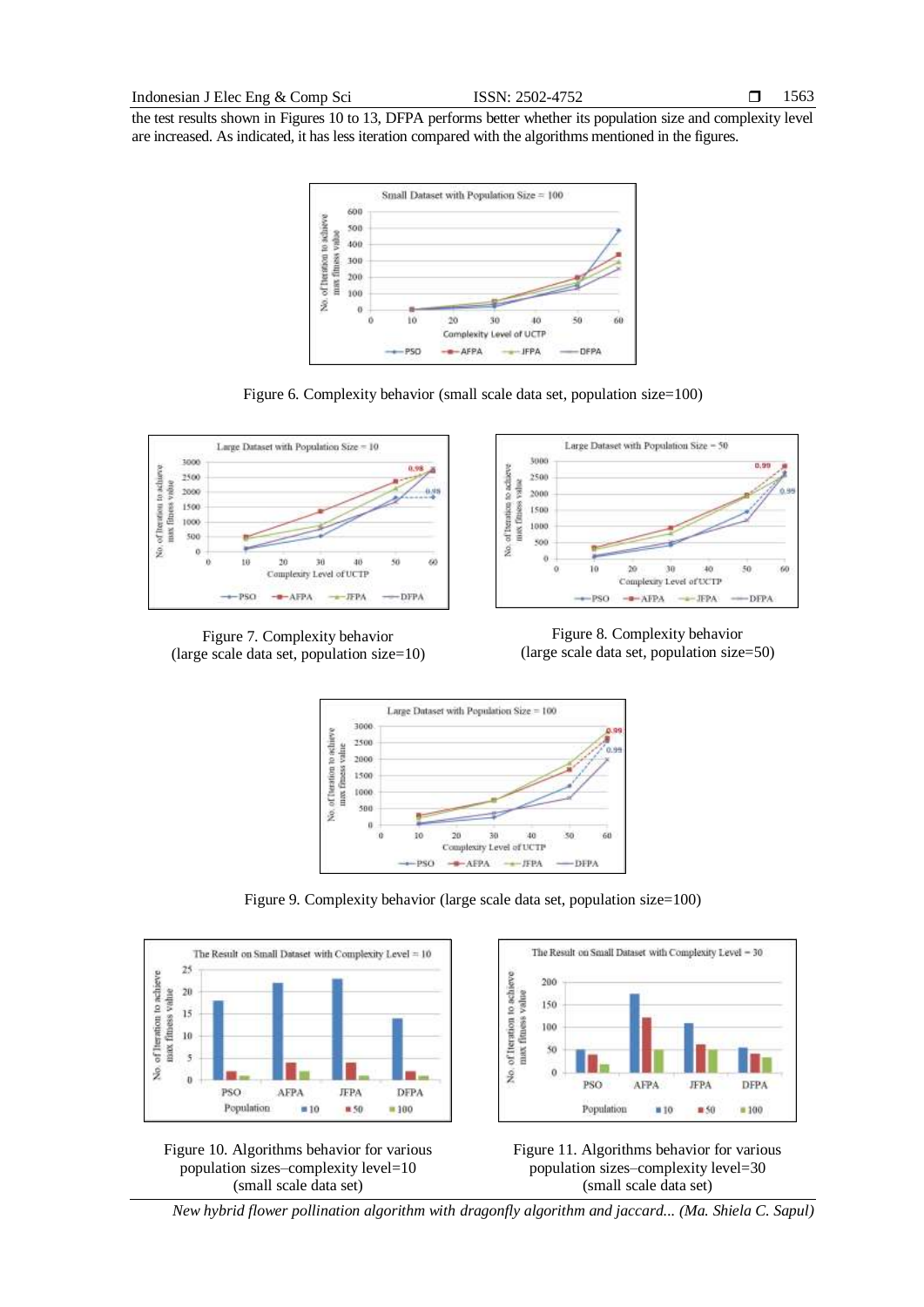the test results shown in Figures 10 to 13, DFPA performs better whether its population size and complexity level are increased. As indicated, it has less iteration compared with the algorithms mentioned in the figures.

Figure 6. Complexity behavior (small scale data set, population size=100)

Figure 7. Complexity behavior (large scale data set, population size=10)

Figure 8. Complexity behavior (large scale data set, population size=50)

Figure 9. Complexity behavior (large scale data set, population size=100)

Figure 10. Algorithms behavior for various population sizes–complexity level=10 (small scale data set)

Figure 11. Algorithms behavior for various population sizes–complexity level=30 (small scale data set)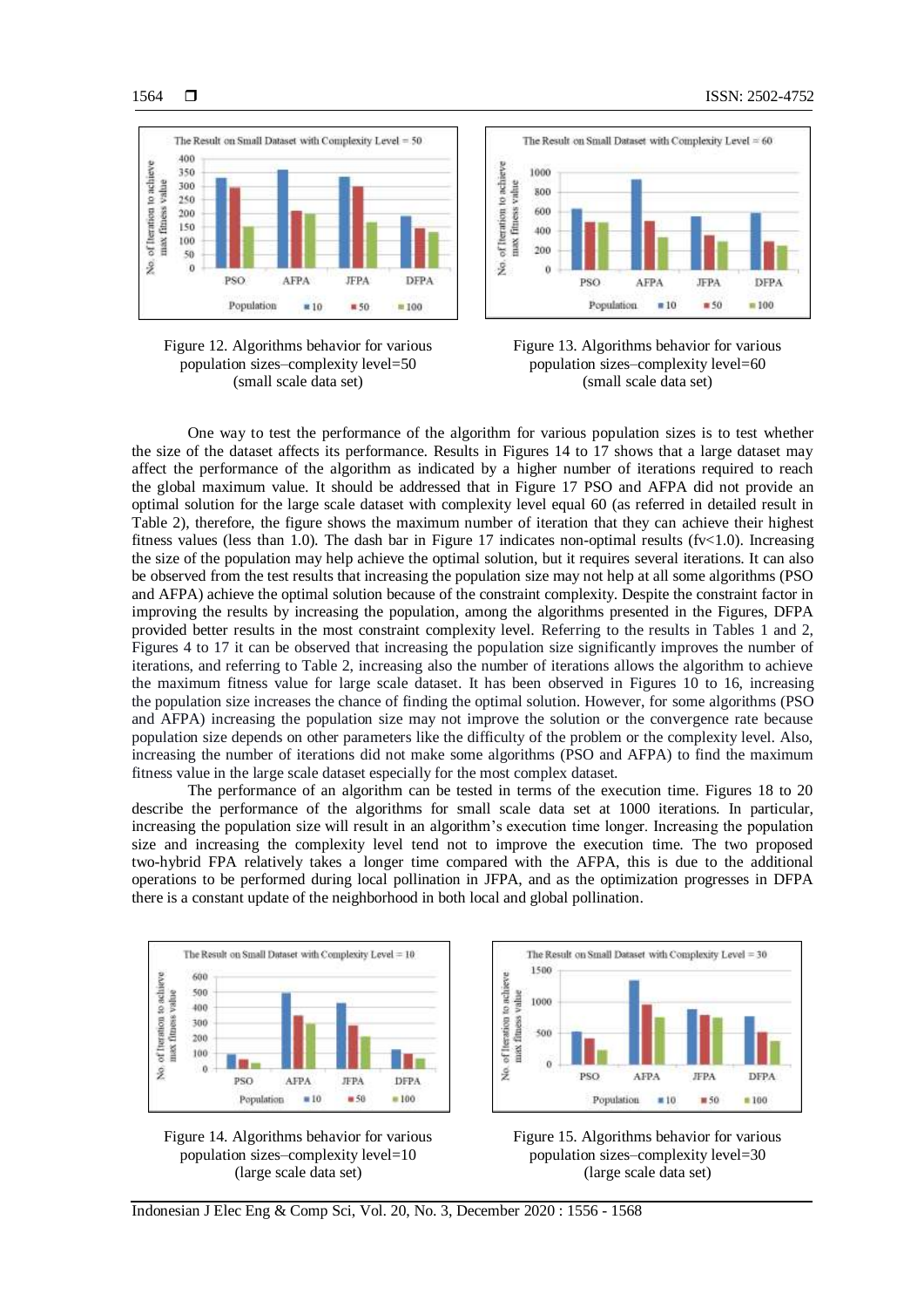Figure 12. Algorithms behavior for various population sizes–complexity level=50 (small scale data set)

Figure 13. Algorithms behavior for various population sizes–complexity level=60 (small scale data set)

One way to test the performance of the algorithm for various population sizes is to test whether the size of the dataset affects its performance. Results in Figures 14 to 17 shows that a large dataset may affect the performance of the algorithm as indicated by a higher number of iterations required to reach the global maximum value. It should be addressed that in Figure 17 PSO and AFPA did not provide an optimal solution for the large scale dataset with complexity level equal 60 (as referred in detailed result in Table 2), therefore, the figure shows the maximum number of iteration that they can achieve their highest fitness values (less than 1.0). The dash bar in Figure 17 indicates non-optimal results (fv<1.0). Increasing the size of the population may help achieve the optimal solution, but it requires several iterations. It can also be observed from the test results that increasing the population size may not help at all some algorithms (PSO and AFPA) achieve the optimal solution because of the constraint complexity. Despite the constraint factor in improving the results by increasing the population, among the algorithms presented in the Figures, DFPA provided better results in the most constraint complexity level. Referring to the results in Tables 1 and 2, Figures 4 to 17 it can be observed that increasing the population size significantly improves the number of iterations, and referring to Table 2, increasing also the number of iterations allows the algorithm to achieve the maximum fitness value for large scale dataset. It has been observed in Figures 10 to 16, increasing the population size increases the chance of finding the optimal solution. However, for some algorithms (PSO and AFPA) increasing the population size may not improve the solution or the convergence rate because population size depends on other parameters like the difficulty of the problem or the complexity level. Also, increasing the number of iterations did not make some algorithms (PSO and AFPA) to find the maximum fitness value in the large scale dataset especially for the most complex dataset.

The performance of an algorithm can be tested in terms of the execution time. Figures 18 to 20 describe the performance of the algorithms for small scale data set at 1000 iterations. In particular, increasing the population size will result in an algorithm's execution time longer. Increasing the population size and increasing the complexity level tend not to improve the execution time. The two proposed two-hybrid FPA relatively takes a longer time compared with the AFPA, this is due to the additional operations to be performed during local pollination in JFPA, and as the optimization progresses in DFPA there is a constant update of the neighborhood in both local and global pollination.

Figure 14. Algorithms behavior for various population sizes–complexity level=10 (large scale data set)

Figure 15. Algorithms behavior for various population sizes–complexity level=30 (large scale data set)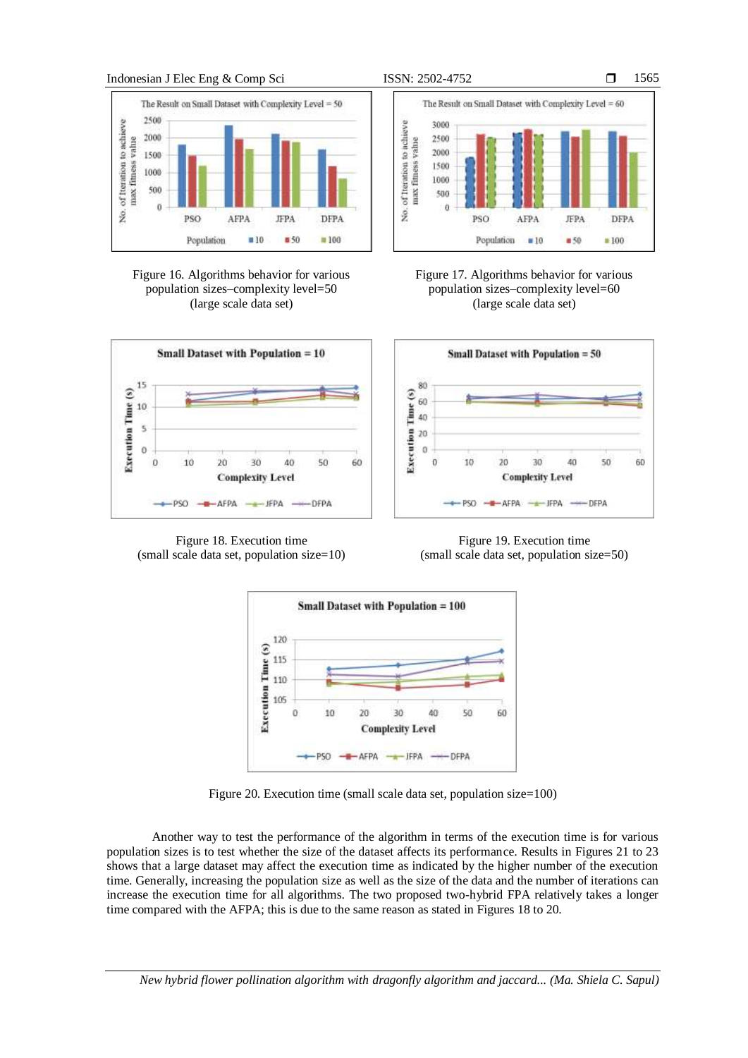Figure 16. Algorithms behavior for various population sizes–complexity level=50 (large scale data set)

Figure 17. Algorithms behavior for various population sizes–complexity level=60 (large scale data set)

Figure 18. Execution time (small scale data set, population size=10)

Figure 19. Execution time (small scale data set, population size=50)

Figure 20. Execution time (small scale data set, population size=100)

Another way to test the performance of the algorithm in terms of the execution time is for various population sizes is to test whether the size of the dataset affects its performance. Results in Figures 21 to 23 shows that a large dataset may affect the execution time as indicated by the higher number of the execution time. Generally, increasing the population size as well as the size of the data and the number of iterations can increase the execution time for all algorithms. The two proposed two-hybrid FPA relatively takes a longer time compared with the AFPA; this is due to the same reason as stated in Figures 18 to 20.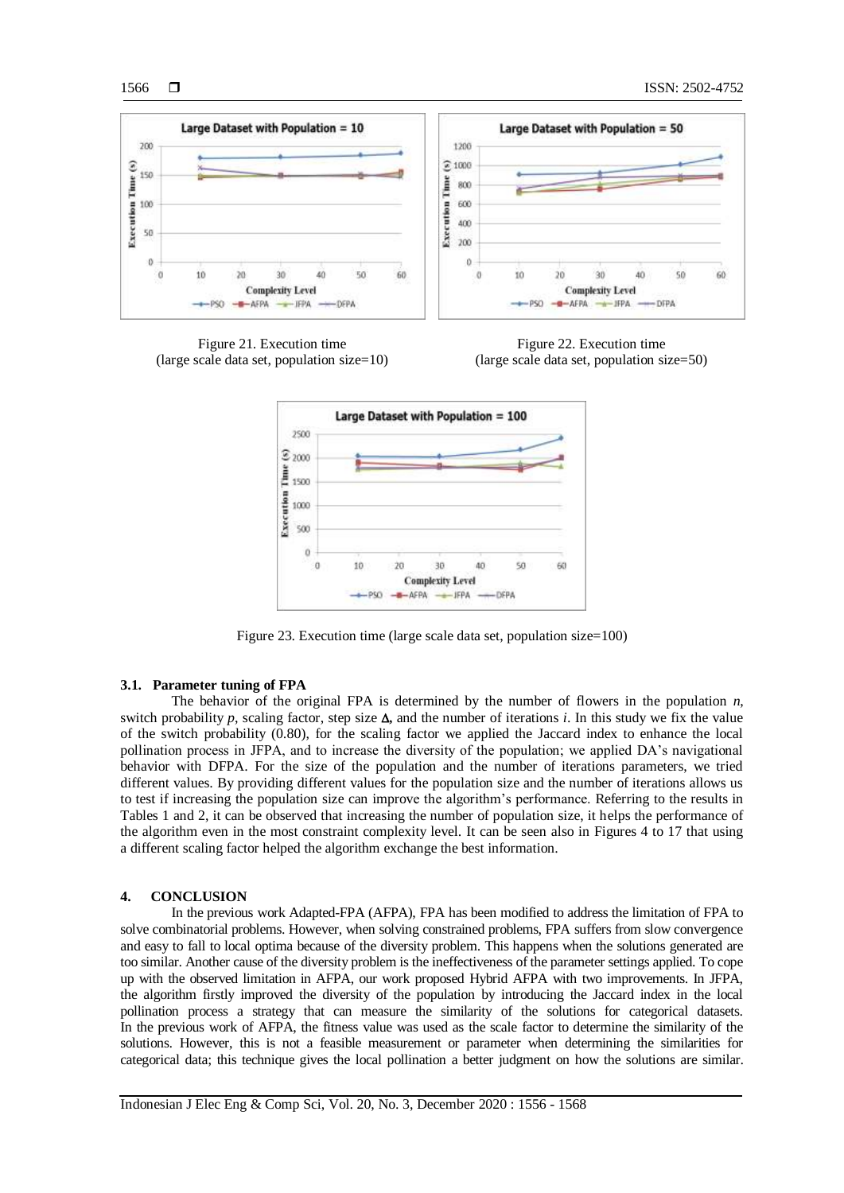Figure 21. Execution time (large scale data set, population size=10)

Figure 22. Execution time (large scale data set, population size=50)

Figure 23. Execution time (large scale data set, population size=100)

### 3.1. Parameter tuning of FPA

The behavior of the original FPA is determined by the number of flowers in the population *n*, switch probability *p*, scaling factor, step size Δ, and the number of iterations *i*. In this study we fix the value of the switch probability (0.80), for the scaling factor we applied the Jaccard index to enhance the local pollination process in JFPA, and to increase the diversity of the population; we applied DA's navigational behavior with DFPA. For the size of the population and the number of iterations parameters, we tried different values. By providing different values for the population size and the number of iterations allows us to test if increasing the population size can improve the algorithm's performance. Referring to the results in Tables 1 and 2, it can be observed that increasing the number of population size, it helps the performance of the algorithm even in the most constraint complexity level. It can be seen also in Figures 4 to 17 that using a different scaling factor helped the algorithm exchange the best information.

## 4. CONCLUSION

In the previous work Adapted-FPA (AFPA), FPA has been modified to address the limitation of FPA to solve combinatorial problems. However, when solving constrained problems, FPA suffers from slow convergence and easy to fall to local optima because of the diversity problem. This happens when the solutions generated are too similar. Another cause of the diversity problem is the ineffectiveness of the parameter settings applied. To cope up with the observed limitation in AFPA, our work proposed Hybrid AFPA with two improvements. In JFPA, the algorithm firstly improved the diversity of the population by introducing the Jaccard index in the local pollination process a strategy that can measure the similarity of the solutions for categorical datasets. In the previous work of AFPA, the fitness value was used as the scale factor to determine the similarity of the solutions. However, this is not a feasible measurement or parameter when determining the similarities for categorical data; this technique gives the local pollination a better judgment on how the solutions are similar.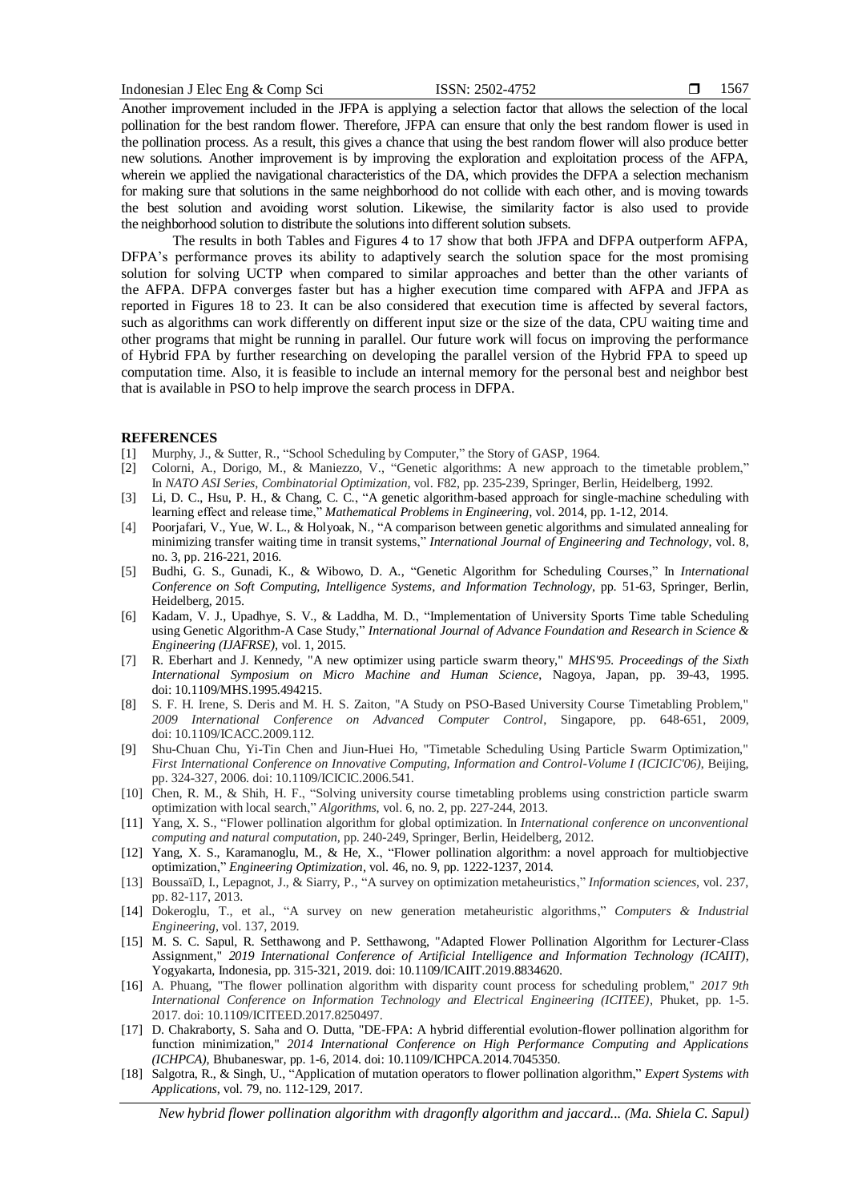Another improvement included in the JFPA is applying a selection factor that allows the selection of the local pollination for the best random flower. Therefore, JFPA can ensure that only the best random flower is used in the pollination process. As a result, this gives a chance that using the best random flower will also produce better new solutions. Another improvement is by improving the exploration and exploitation process of the AFPA, wherein we applied the navigational characteristics of the DA, which provides the DFPA a selection mechanism for making sure that solutions in the same neighborhood do not collide with each other, and is moving towards the best solution and avoiding worst solution. Likewise, the similarity factor is also used to provide the neighborhood solution to distribute the solutions into different solution subsets.

The results in both Tables and Figures 4 to 17 show that both JFPA and DFPA outperform AFPA, DFPA's performance proves its ability to adaptively search the solution space for the most promising solution for solving UCTP when compared to similar approaches and better than the other variants of the AFPA. DFPA converges faster but has a higher execution time compared with AFPA and JFPA as reported in Figures 18 to 23. It can be also considered that execution time is affected by several factors, such as algorithms can work differently on different input size or the size of the data, CPU waiting time and other programs that might be running in parallel. Our future work will focus on improving the performance of Hybrid FPA by further researching on developing the parallel version of the Hybrid FPA to speed up computation time. Also, it is feasible to include an internal memory for the personal best and neighbor best that is available in PSO to help improve the search process in DFPA.

## REFERENCES

[1] Murphy, J., & Sutter, R., "School Scheduling by Computer," the Story of GASP, 1964.

[2] Colorni, A., Dorigo, M., & Maniezzo, V., "Genetic algorithms: A new approach to the timetable problem," In *NATO ASI Series*, *Combinatorial Optimization*, vol. F82, pp. 235-239, Springer, Berlin, Heidelberg, 1992.

[3] Li, D. C., Hsu, P. H., & Chang, C. C., "A genetic algorithm-based approach for single-machine scheduling with learning effect and release time," *Mathematical Problems in Engineering*, vol. 2014, pp. 1-12, 2014.

[4] Poorjafari, V., Yue, W. L., & Holyoak, N., "A comparison between genetic algorithms and simulated annealing for minimizing transfer waiting time in transit systems," *International Journal of Engineering and Technology*, vol. 8, no. 3, pp. 216-221, 2016.

[5] Budhi, G. S., Gunadi, K., & Wibowo, D. A., "Genetic Algorithm for Scheduling Courses," In *International Conference on Soft Computing, Intelligence Systems, and Information Technology*, pp. 51-63, Springer, Berlin, Heidelberg, 2015.

[6] Kadam, V. J., Upadhye, S. V., & Laddha, M. D., "Implementation of University Sports Time table Scheduling using Genetic Algorithm-A Case Study," *International Journal of Advance Foundation and Research in Science & Engineering (IJAFRSE)*, vol. 1, 2015.

[7] R. Eberhart and J. Kennedy, "A new optimizer using particle swarm theory," *MHS'95. Proceedings of the Sixth International Symposium on Micro Machine and Human Science*, Nagoya, Japan, pp. 39-43, 1995. doi: 10.1109/MHS.1995.494215.

[8] S. F. H. Irene, S. Deris and M. H. S. Zaiton, "A Study on PSO-Based University Course Timetabling Problem," *2009 International Conference on Advanced Computer Control*, Singapore, pp. 648-651, 2009, doi: 10.1109/ICACC.2009.112.

[9] Shu-Chuan Chu, Yi-Tin Chen and Jiun-Huei Ho, "Timetable Scheduling Using Particle Swarm Optimization," *First International Conference on Innovative Computing, Information and Control-Volume I (ICICIC'06)*, Beijing, pp. 324-327, 2006. doi: 10.1109/ICICIC.2006.541.

[10] Chen, R. M., & Shih, H. F., "Solving university course timetabling problems using constriction particle swarm optimization with local search," *Algorithms*, vol. 6, no. 2, pp. 227-244, 2013.

[11] Yang, X. S., "Flower pollination algorithm for global optimization. In *International conference on unconventional computing and natural computation*, pp. 240-249, Springer, Berlin, Heidelberg, 2012.

[12] Yang, X. S., Karamanoglu, M., & He, X., "Flower pollination algorithm: a novel approach for multiobjective optimization," *Engineering Optimization*, vol. 46, no. 9, pp. 1222-1237, 2014.

[13] BoussaïD, I., Lepagnot, J., & Siarry, P., "A survey on optimization metaheuristics," *Information sciences*, vol. 237, pp. 82-117, 2013.

[14] Dokeroglu, T., et al., "A survey on new generation metaheuristic algorithms," *Computers & Industrial Engineering*, vol. 137, 2019.

[15] M. S. C. Sapul, R. Setthawong and P. Setthawong, "Adapted Flower Pollination Algorithm for Lecturer-Class Assignment," *2019 International Conference of Artificial Intelligence and Information Technology (ICAIIT)*, Yogyakarta, Indonesia, pp. 315-321, 2019. doi: 10.1109/ICAIIT.2019.8834620.

[16] A. Phuang, "The flower pollination algorithm with disparity count process for scheduling problem," *2017 9th International Conference on Information Technology and Electrical Engineering (ICITEE)*, Phuket, pp. 1-5. 2017. doi: 10.1109/ICITEED.2017.8250497.

[17] D. Chakraborty, S. Saha and O. Dutta, "DE-FPA: A hybrid differential evolution-flower pollination algorithm for function minimization," *2014 International Conference on High Performance Computing and Applications (ICHPCA)*, Bhubaneswar, pp. 1-6, 2014. doi: 10.1109/ICHPCA.2014.7045350.

[18] Salgotra, R., & Singh, U., "Application of mutation operators to flower pollination algorithm," *Expert Systems with Applications*, vol. 79, no. 112-129, 2017.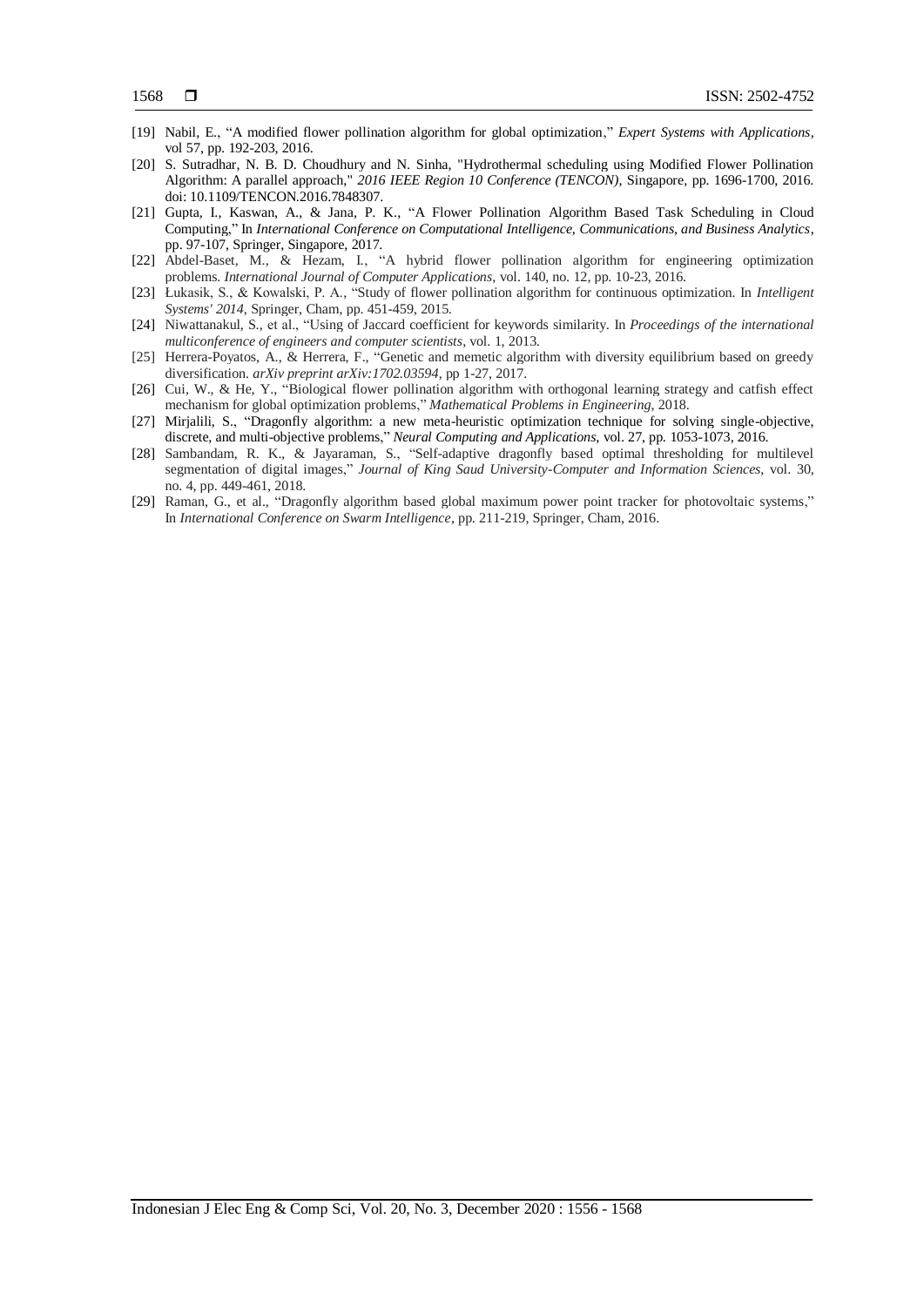[19] Nabil, E., "A modified flower pollination algorithm for global optimization," *Expert Systems with Applications*, vol 57, pp. 192-203, 2016.

[20] S. Sutradhar, N. B. D. Choudhury and N. Sinha, "Hydrothermal scheduling using Modified Flower Pollination Algorithm: A parallel approach," *2016 IEEE Region 10 Conference (TENCON)*, Singapore, pp. 1696-1700, 2016. doi: 10.1109/TENCON.2016.7848307.

[21] Gupta, I., Kaswan, A., & Jana, P. K., "A Flower Pollination Algorithm Based Task Scheduling in Cloud Computing," In *International Conference on Computational Intelligence, Communications, and Business Analytics*, pp. 97-107, Springer, Singapore, 2017.

[22] Abdel-Baset, M., & Hezam, I., "A hybrid flower pollination algorithm for engineering optimization problems. *International Journal of Computer Applications*, vol. 140, no. 12, pp. 10-23, 2016.

[23] Łukasik, S., & Kowalski, P. A., "Study of flower pollination algorithm for continuous optimization. In *Intelligent Systems' 2014*, Springer, Cham, pp. 451-459, 2015.

[24] Niwattanakul, S., et al., "Using of Jaccard coefficient for keywords similarity. In *Proceedings of the international multiconference of engineers and computer scientists*, vol. 1, 2013.

[25] Herrera-Poyatos, A., & Herrera, F., "Genetic and memetic algorithm with diversity equilibrium based on greedy diversification. *arXiv preprint arXiv:1702.03594*, pp 1-27, 2017.

[26] Cui, W., & He, Y., "Biological flower pollination algorithm with orthogonal learning strategy and catfish effect mechanism for global optimization problems," *Mathematical Problems in Engineering*, 2018.

[27] Mirjalili, S., "Dragonfly algorithm: a new meta-heuristic optimization technique for solving single-objective, discrete, and multi-objective problems," *Neural Computing and Applications*, vol. 27, pp. 1053-1073, 2016.

[28] Sambandam, R. K., & Jayaraman, S., "Self-adaptive dragonfly based optimal thresholding for multilevel segmentation of digital images," *Journal of King Saud University-Computer and Information Sciences*, vol. 30, no. 4, pp. 449-461, 2018.

[29] Raman, G., et al., "Dragonfly algorithm based global maximum power point tracker for photovoltaic systems," In *International Conference on Swarm Intelligence*, pp. 211-219, Springer, Cham, 2016.